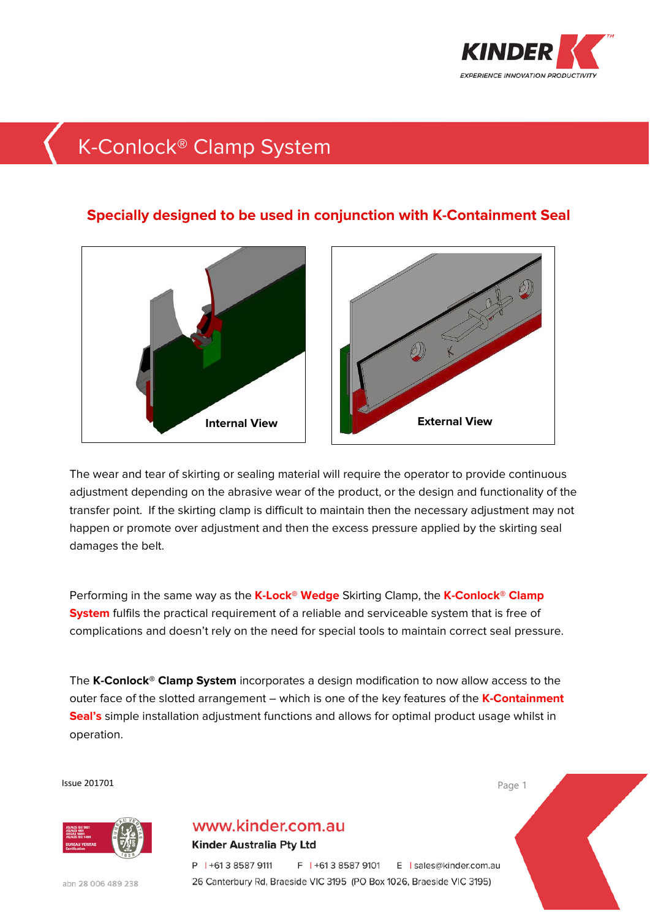# K-Conlock® Clamp System

## Specially designed to be used in conjunction with K-Containment Seal

Internal View

External View

The wear and tear of skirting or sealing material will require the operator to provide continuous adjustment depending on the abrasive wear of the product, or the design and functionality of the transfer point. If the skirting clamp is difficult to maintain then the necessary adjustment may not happen or promote over adjustment and then the excess pressure applied by the skirting seal damages the belt.

Performing in the same way as the **K-Lock® Wedge** Skirting Clamp, the **K-Conlock® Clamp System** fulfils the practical requirement of a reliable and serviceable system that is free of complications and doesn't rely on the need for special tools to maintain correct seal pressure.

The **K-Conlock® Clamp System** incorporates a design modification to now allow access to the outer face of the slotted arrangement – which is one of the key features of the **K-Containment Seal's** simple installation adjustment functions and allows for optimal product usage whilst in operation.

Issue 201701

www.kinder.com.au

**Kinder Australia Pty Ltd**

P | +61 3 8587 9111 F | +61 3 8587 9101 E | sales@kinder.com.au

26 Canterbury Rd, Braeside VIC 3195 (PO Box 1026, Braeside VIC 3195)

abn 28 006 489 238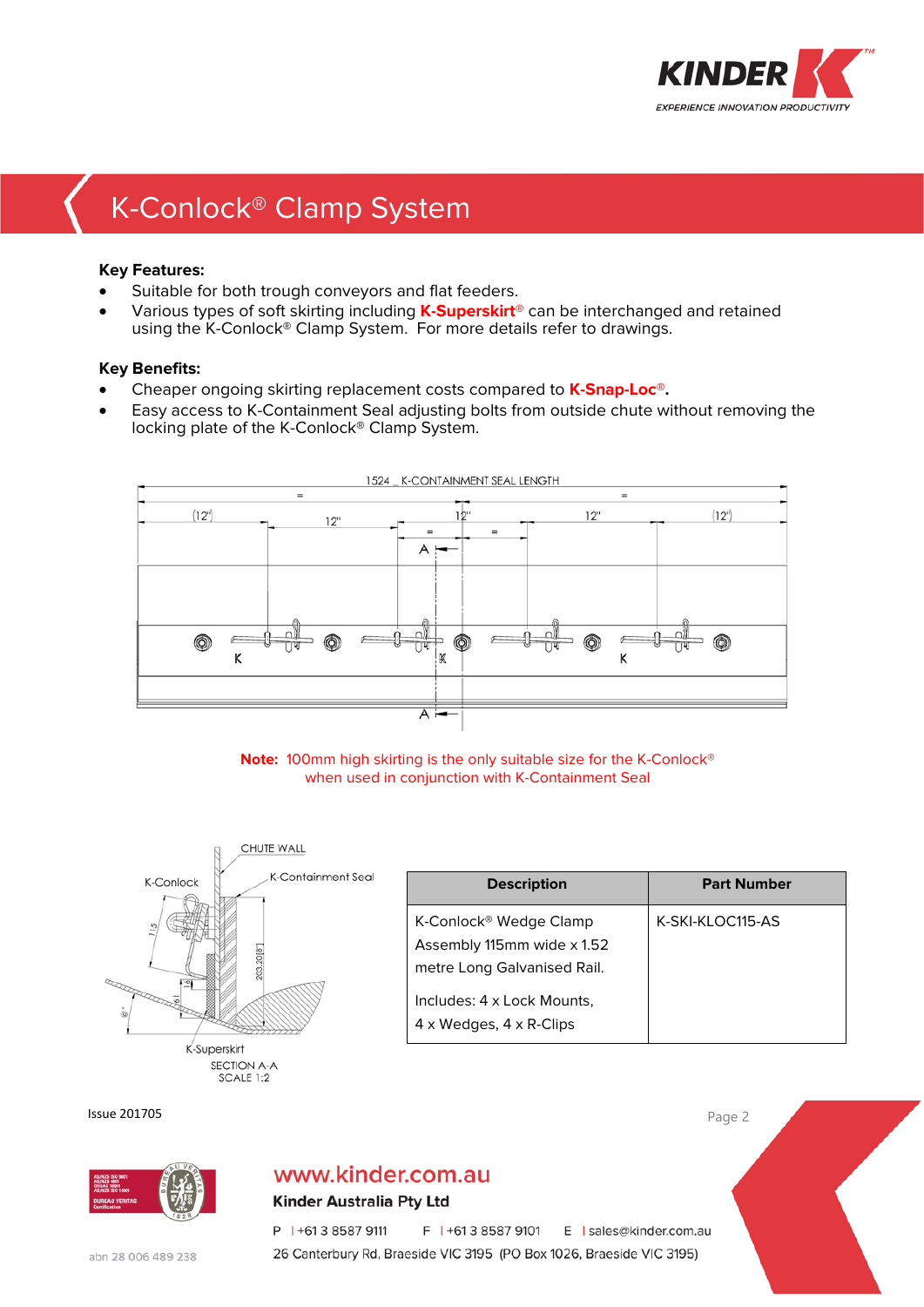# K-Conlock® Clamp System

**Key Features:**

- Suitable for both trough conveyors and flat feeders.
- Various types of soft skirting including **K-Superskirt**® can be interchanged and retained using the K-Conlock® Clamp System. For more details refer to drawings.

**Key Benefits:**

- Cheaper ongoing skirting replacement costs compared to **K-Snap-Loc**®.
- Easy access to K-Containment Seal adjusting bolts from outside chute without removing the locking plate of the K-Conlock® Clamp System.

1524 _ K-CONTAINMENT SEAL LENGTH
=
=
(12")
12"
12"
12"
(12")
=
=
A
K
K
K
A

**Note:** 100mm high skirting is the only suitable size for the K-Conlock® when used in conjunction with K-Containment Seal

CHUTE WALL
K-Conlock
K-Containment Seal
115
203.20[8"]
16
19
6°
K-Superskirt
SECTION A-A
SCALE 1:2

| Description | Part Number |
|---|---|
| K-Conlock® Wedge Clamp Assembly 115mm wide x 1.52 metre Long Galvanised Rail.<br><br>Includes: 4 x Lock Mounts, 4 x Wedges, 4 x R-Clips | K-SKI-KLOC115-AS |

Issue 201705

www.kinder.com.au

**Kinder Australia Pty Ltd**

P | +61 3 8587 9111   F | +61 3 8587 9101   E | sales@kinder.com.au

26 Canterbury Rd, Braeside VIC 3195 (PO Box 1026, Braeside VIC 3195)

abn 28 006 489 238